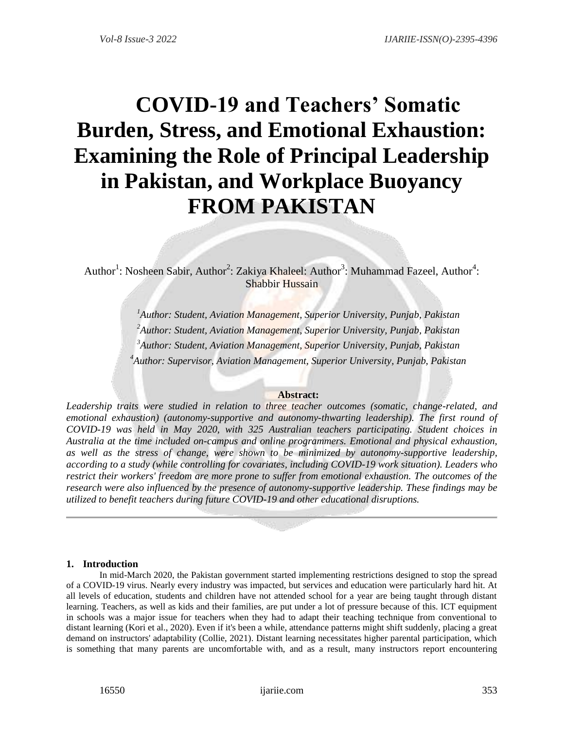# COVID-19 and Teachers' Somatic Burden, Stress, and Emotional Exhaustion: Examining the Role of Principal Leadership in Pakistan, and Workplace Buoyancy FROM PAKISTAN

Author[1]: Nosheen Sabir, Author[2]: Zakiya Khaleel: Author[3]: Muhammad Fazeel, Author[4]: Shabbir Hussain

*[1]Author: Student, Aviation Management, Superior University, Punjab, Pakistan*
*[2]Author: Student, Aviation Management, Superior University, Punjab, Pakistan*
*[3]Author: Student, Aviation Management, Superior University, Punjab, Pakistan*
*[4]Author: Supervisor, Aviation Management, Superior University, Punjab, Pakistan*

**Abstract:**

*Leadership traits were studied in relation to three teacher outcomes (somatic, change-related, and emotional exhaustion) (autonomy-supportive and autonomy-thwarting leadership). The first round of COVID-19 was held in May 2020, with 325 Australian teachers participating. Student choices in Australia at the time included on-campus and online programmers. Emotional and physical exhaustion, as well as the stress of change, were shown to be minimized by autonomy-supportive leadership, according to a study (while controlling for covariates, including COVID-19 work situation). Leaders who restrict their workers' freedom are more prone to suffer from emotional exhaustion. The outcomes of the research were also influenced by the presence of autonomy-supportive leadership. These findings may be utilized to benefit teachers during future COVID-19 and other educational disruptions.*

## 1. Introduction

In mid-March 2020, the Pakistan government started implementing restrictions designed to stop the spread of a COVID-19 virus. Nearly every industry was impacted, but services and education were particularly hard hit. At all levels of education, students and children have not attended school for a year are being taught through distant learning. Teachers, as well as kids and their families, are put under a lot of pressure because of this. ICT equipment in schools was a major issue for teachers when they had to adapt their teaching technique from conventional to distant learning (Kori et al., 2020). Even if it's been a while, attendance patterns might shift suddenly, placing a great demand on instructors' adaptability (Collie, 2021). Distant learning necessitates higher parental participation, which is something that many parents are uncomfortable with, and as a result, many instructors report encountering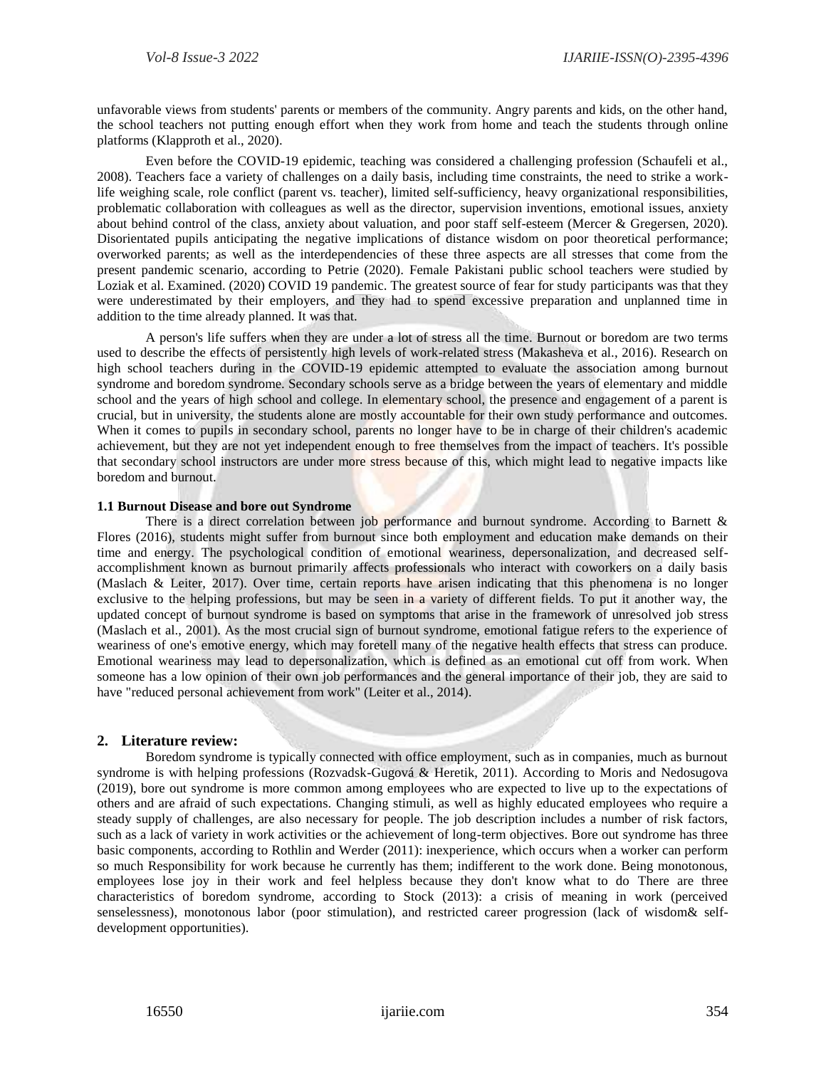unfavorable views from students' parents or members of the community. Angry parents and kids, on the other hand, the school teachers not putting enough effort when they work from home and teach the students through online platforms (Klapproth et al., 2020).

Even before the COVID-19 epidemic, teaching was considered a challenging profession (Schaufeli et al., 2008). Teachers face a variety of challenges on a daily basis, including time constraints, the need to strike a work-life weighing scale, role conflict (parent vs. teacher), limited self-sufficiency, heavy organizational responsibilities, problematic collaboration with colleagues as well as the director, supervision inventions, emotional issues, anxiety about behind control of the class, anxiety about valuation, and poor staff self-esteem (Mercer & Gregersen, 2020). Disorientated pupils anticipating the negative implications of distance wisdom on poor theoretical performance; overworked parents; as well as the interdependencies of these three aspects are all stresses that come from the present pandemic scenario, according to Petrie (2020). Female Pakistani public school teachers were studied by Loziak et al. Examined. (2020) COVID 19 pandemic. The greatest source of fear for study participants was that they were underestimated by their employers, and they had to spend excessive preparation and unplanned time in addition to the time already planned. It was that.

A person's life suffers when they are under a lot of stress all the time. Burnout or boredom are two terms used to describe the effects of persistently high levels of work-related stress (Makasheva et al., 2016). Research on high school teachers during in the COVID-19 epidemic attempted to evaluate the association among burnout syndrome and boredom syndrome. Secondary schools serve as a bridge between the years of elementary and middle school and the years of high school and college. In elementary school, the presence and engagement of a parent is crucial, but in university, the students alone are mostly accountable for their own study performance and outcomes. When it comes to pupils in secondary school, parents no longer have to be in charge of their children's academic achievement, but they are not yet independent enough to free themselves from the impact of teachers. It's possible that secondary school instructors are under more stress because of this, which might lead to negative impacts like boredom and burnout.

### 1.1 Burnout Disease and bore out Syndrome

There is a direct correlation between job performance and burnout syndrome. According to Barnett & Flores (2016), students might suffer from burnout since both employment and education make demands on their time and energy. The psychological condition of emotional weariness, depersonalization, and decreased self-accomplishment known as burnout primarily affects professionals who interact with coworkers on a daily basis (Maslach & Leiter, 2017). Over time, certain reports have arisen indicating that this phenomena is no longer exclusive to the helping professions, but may be seen in a variety of different fields. To put it another way, the updated concept of burnout syndrome is based on symptoms that arise in the framework of unresolved job stress (Maslach et al., 2001). As the most crucial sign of burnout syndrome, emotional fatigue refers to the experience of weariness of one's emotive energy, which may foretell many of the negative health effects that stress can produce. Emotional weariness may lead to depersonalization, which is defined as an emotional cut off from work. When someone has a low opinion of their own job performances and the general importance of their job, they are said to have "reduced personal achievement from work" (Leiter et al., 2014).

## 2. Literature review:

Boredom syndrome is typically connected with office employment, such as in companies, much as burnout syndrome is with helping professions (Rozvadsk-Gugová & Heretik, 2011). According to Moris and Nedosugova (2019), bore out syndrome is more common among employees who are expected to live up to the expectations of others and are afraid of such expectations. Changing stimuli, as well as highly educated employees who require a steady supply of challenges, are also necessary for people. The job description includes a number of risk factors, such as a lack of variety in work activities or the achievement of long-term objectives. Bore out syndrome has three basic components, according to Rothlin and Werder (2011): inexperience, which occurs when a worker can perform so much Responsibility for work because he currently has them; indifferent to the work done. Being monotonous, employees lose joy in their work and feel helpless because they don't know what to do There are three characteristics of boredom syndrome, according to Stock (2013): a crisis of meaning in work (perceived senselessness), monotonous labor (poor stimulation), and restricted career progression (lack of wisdom& self-development opportunities).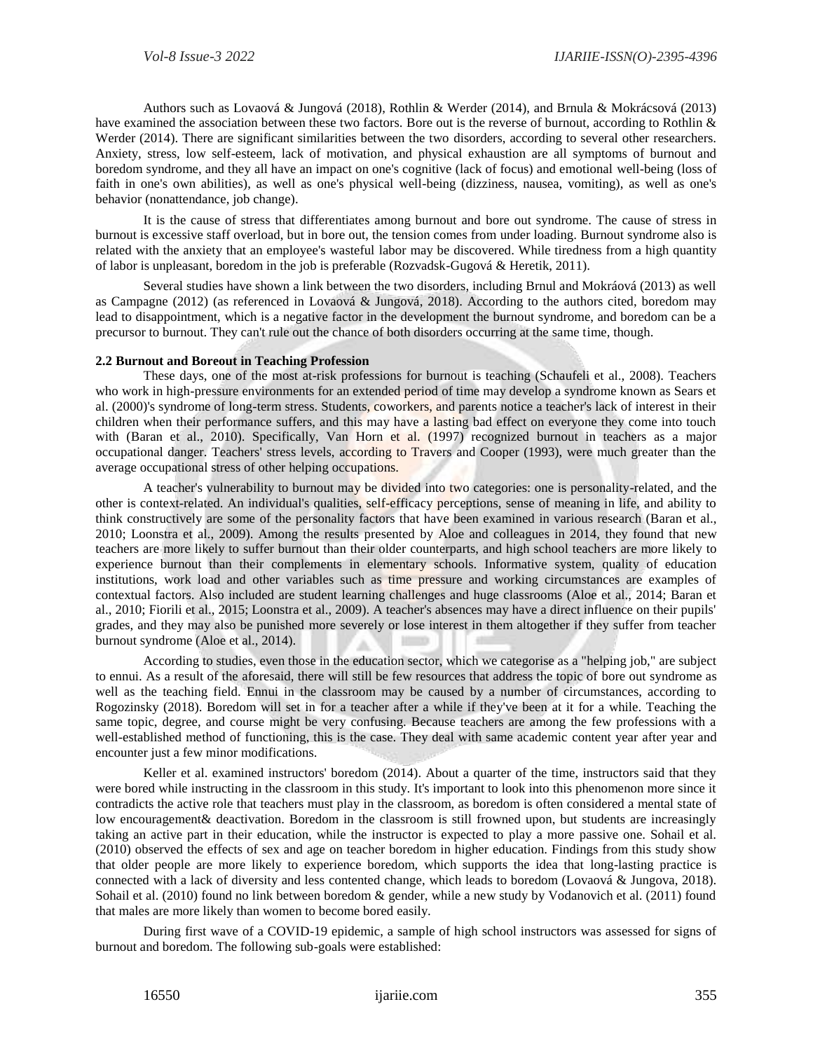Authors such as Lovaová & Jungová (2018), Rothlin & Werder (2014), and Brnula & Mokrácsová (2013) have examined the association between these two factors. Bore out is the reverse of burnout, according to Rothlin & Werder (2014). There are significant similarities between the two disorders, according to several other researchers. Anxiety, stress, low self-esteem, lack of motivation, and physical exhaustion are all symptoms of burnout and boredom syndrome, and they all have an impact on one's cognitive (lack of focus) and emotional well-being (loss of faith in one's own abilities), as well as one's physical well-being (dizziness, nausea, vomiting), as well as one's behavior (nonattendance, job change).

It is the cause of stress that differentiates among burnout and bore out syndrome. The cause of stress in burnout is excessive staff overload, but in bore out, the tension comes from under loading. Burnout syndrome also is related with the anxiety that an employee's wasteful labor may be discovered. While tiredness from a high quantity of labor is unpleasant, boredom in the job is preferable (Rozvadsk-Gugová & Heretik, 2011).

Several studies have shown a link between the two disorders, including Brnul and Mokráová (2013) as well as Campagne (2012) (as referenced in Lovaová & Jungová, 2018). According to the authors cited, boredom may lead to disappointment, which is a negative factor in the development the burnout syndrome, and boredom can be a precursor to burnout. They can't rule out the chance of both disorders occurring at the same time, though.

### 2.2 Burnout and Boreout in Teaching Profession

These days, one of the most at-risk professions for burnout is teaching (Schaufeli et al., 2008). Teachers who work in high-pressure environments for an extended period of time may develop a syndrome known as Sears et al. (2000)'s syndrome of long-term stress. Students, coworkers, and parents notice a teacher's lack of interest in their children when their performance suffers, and this may have a lasting bad effect on everyone they come into touch with (Baran et al., 2010). Specifically, Van Horn et al. (1997) recognized burnout in teachers as a major occupational danger. Teachers' stress levels, according to Travers and Cooper (1993), were much greater than the average occupational stress of other helping occupations.

A teacher's vulnerability to burnout may be divided into two categories: one is personality-related, and the other is context-related. An individual's qualities, self-efficacy perceptions, sense of meaning in life, and ability to think constructively are some of the personality factors that have been examined in various research (Baran et al., 2010; Loonstra et al., 2009). Among the results presented by Aloe and colleagues in 2014, they found that new teachers are more likely to suffer burnout than their older counterparts, and high school teachers are more likely to experience burnout than their complements in elementary schools. Informative system, quality of education institutions, work load and other variables such as time pressure and working circumstances are examples of contextual factors. Also included are student learning challenges and huge classrooms (Aloe et al., 2014; Baran et al., 2010; Fiorili et al., 2015; Loonstra et al., 2009). A teacher's absences may have a direct influence on their pupils' grades, and they may also be punished more severely or lose interest in them altogether if they suffer from teacher burnout syndrome (Aloe et al., 2014).

According to studies, even those in the education sector, which we categorise as a "helping job," are subject to ennui. As a result of the aforesaid, there will still be few resources that address the topic of bore out syndrome as well as the teaching field. Ennui in the classroom may be caused by a number of circumstances, according to Rogozinsky (2018). Boredom will set in for a teacher after a while if they've been at it for a while. Teaching the same topic, degree, and course might be very confusing. Because teachers are among the few professions with a well-established method of functioning, this is the case. They deal with same academic content year after year and encounter just a few minor modifications.

Keller et al. examined instructors' boredom (2014). About a quarter of the time, instructors said that they were bored while instructing in the classroom in this study. It's important to look into this phenomenon more since it contradicts the active role that teachers must play in the classroom, as boredom is often considered a mental state of low encouragement& deactivation. Boredom in the classroom is still frowned upon, but students are increasingly taking an active part in their education, while the instructor is expected to play a more passive one. Sohail et al. (2010) observed the effects of sex and age on teacher boredom in higher education. Findings from this study show that older people are more likely to experience boredom, which supports the idea that long-lasting practice is connected with a lack of diversity and less contented change, which leads to boredom (Lovaová & Jungova, 2018). Sohail et al. (2010) found no link between boredom & gender, while a new study by Vodanovich et al. (2011) found that males are more likely than women to become bored easily.

During first wave of a COVID-19 epidemic, a sample of high school instructors was assessed for signs of burnout and boredom. The following sub-goals were established: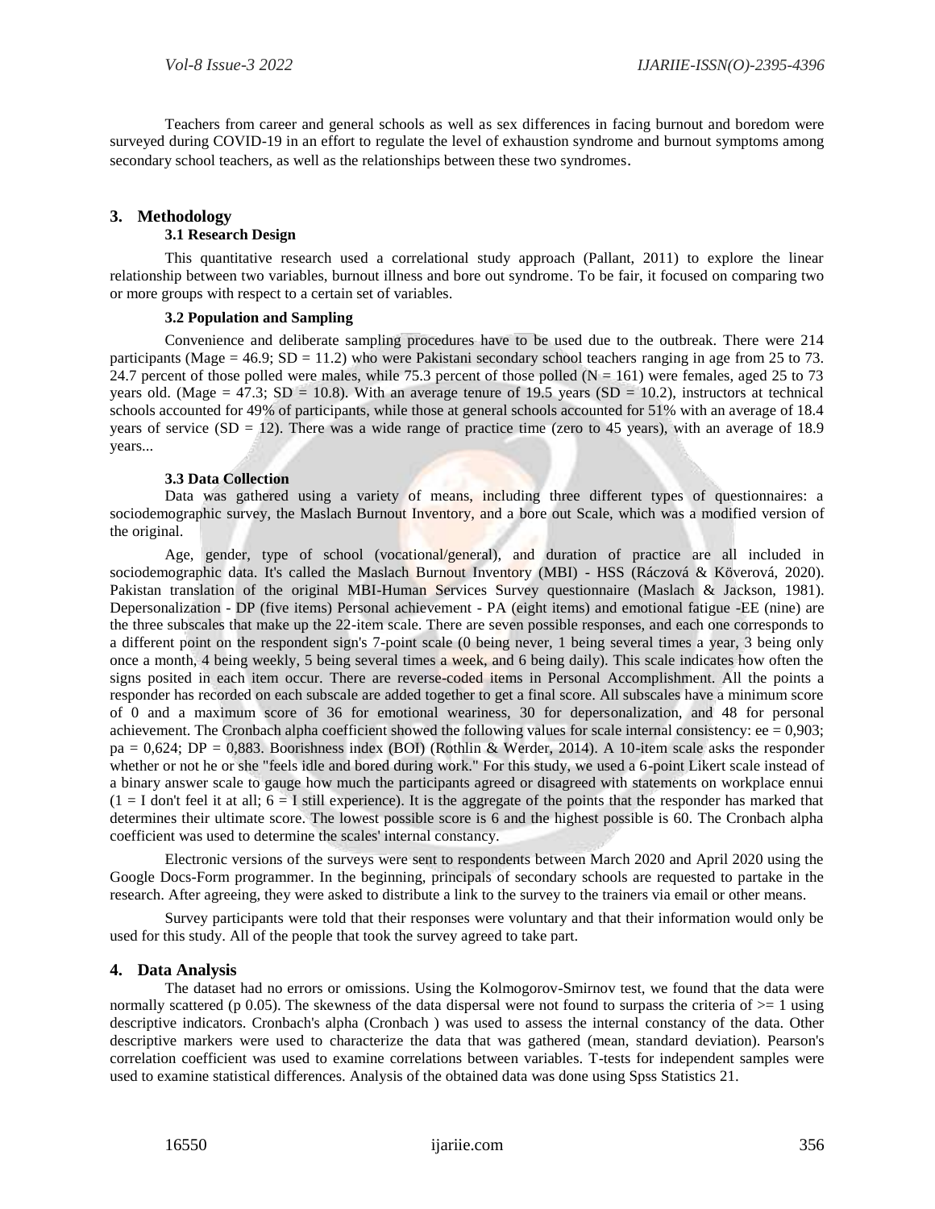Teachers from career and general schools as well as sex differences in facing burnout and boredom were surveyed during COVID-19 in an effort to regulate the level of exhaustion syndrome and burnout symptoms among secondary school teachers, as well as the relationships between these two syndromes.

## 3. Methodology

### 3.1 Research Design

This quantitative research used a correlational study approach (Pallant, 2011) to explore the linear relationship between two variables, burnout illness and bore out syndrome. To be fair, it focused on comparing two or more groups with respect to a certain set of variables.

### 3.2 Population and Sampling

Convenience and deliberate sampling procedures have to be used due to the outbreak. There were 214 participants (Mage = 46.9; SD = 11.2) who were Pakistani secondary school teachers ranging in age from 25 to 73. 24.7 percent of those polled were males, while 75.3 percent of those polled (N = 161) were females, aged 25 to 73 years old. (Mage = 47.3; SD = 10.8). With an average tenure of 19.5 years (SD = 10.2), instructors at technical schools accounted for 49% of participants, while those at general schools accounted for 51% with an average of 18.4 years of service (SD = 12). There was a wide range of practice time (zero to 45 years), with an average of 18.9 years...

### 3.3 Data Collection

Data was gathered using a variety of means, including three different types of questionnaires: a sociodemographic survey, the Maslach Burnout Inventory, and a bore out Scale, which was a modified version of the original.

Age, gender, type of school (vocational/general), and duration of practice are all included in sociodemographic data. It's called the Maslach Burnout Inventory (MBI) - HSS (Ráczová & Köverová, 2020). Pakistan translation of the original MBI-Human Services Survey questionnaire (Maslach & Jackson, 1981). Depersonalization - DP (five items) Personal achievement - PA (eight items) and emotional fatigue -EE (nine) are the three subscales that make up the 22-item scale. There are seven possible responses, and each one corresponds to a different point on the respondent sign's 7-point scale (0 being never, 1 being several times a year, 3 being only once a month, 4 being weekly, 5 being several times a week, and 6 being daily). This scale indicates how often the signs posited in each item occur. There are reverse-coded items in Personal Accomplishment. All the points a responder has recorded on each subscale are added together to get a final score. All subscales have a minimum score of 0 and a maximum score of 36 for emotional weariness, 30 for depersonalization, and 48 for personal achievement. The Cronbach alpha coefficient showed the following values for scale internal consistency: ee = 0,903; pa = 0,624; DP = 0,883. Boorishness index (BOI) (Rothlin & Werder, 2014). A 10-item scale asks the responder whether or not he or she "feels idle and bored during work." For this study, we used a 6-point Likert scale instead of a binary answer scale to gauge how much the participants agreed or disagreed with statements on workplace ennui (1 = I don't feel it at all; 6 = I still experience). It is the aggregate of the points that the responder has marked that determines their ultimate score. The lowest possible score is 6 and the highest possible is 60. The Cronbach alpha coefficient was used to determine the scales' internal constancy.

Electronic versions of the surveys were sent to respondents between March 2020 and April 2020 using the Google Docs-Form programmer. In the beginning, principals of secondary schools are requested to partake in the research. After agreeing, they were asked to distribute a link to the survey to the trainers via email or other means.

Survey participants were told that their responses were voluntary and that their information would only be used for this study. All of the people that took the survey agreed to take part.

## 4. Data Analysis

The dataset had no errors or omissions. Using the Kolmogorov-Smirnov test, we found that the data were normally scattered (p 0.05). The skewness of the data dispersal were not found to surpass the criteria of >= 1 using descriptive indicators. Cronbach's alpha (Cronbach ) was used to assess the internal constancy of the data. Other descriptive markers were used to characterize the data that was gathered (mean, standard deviation). Pearson's correlation coefficient was used to examine correlations between variables. T-tests for independent samples were used to examine statistical differences. Analysis of the obtained data was done using Spss Statistics 21.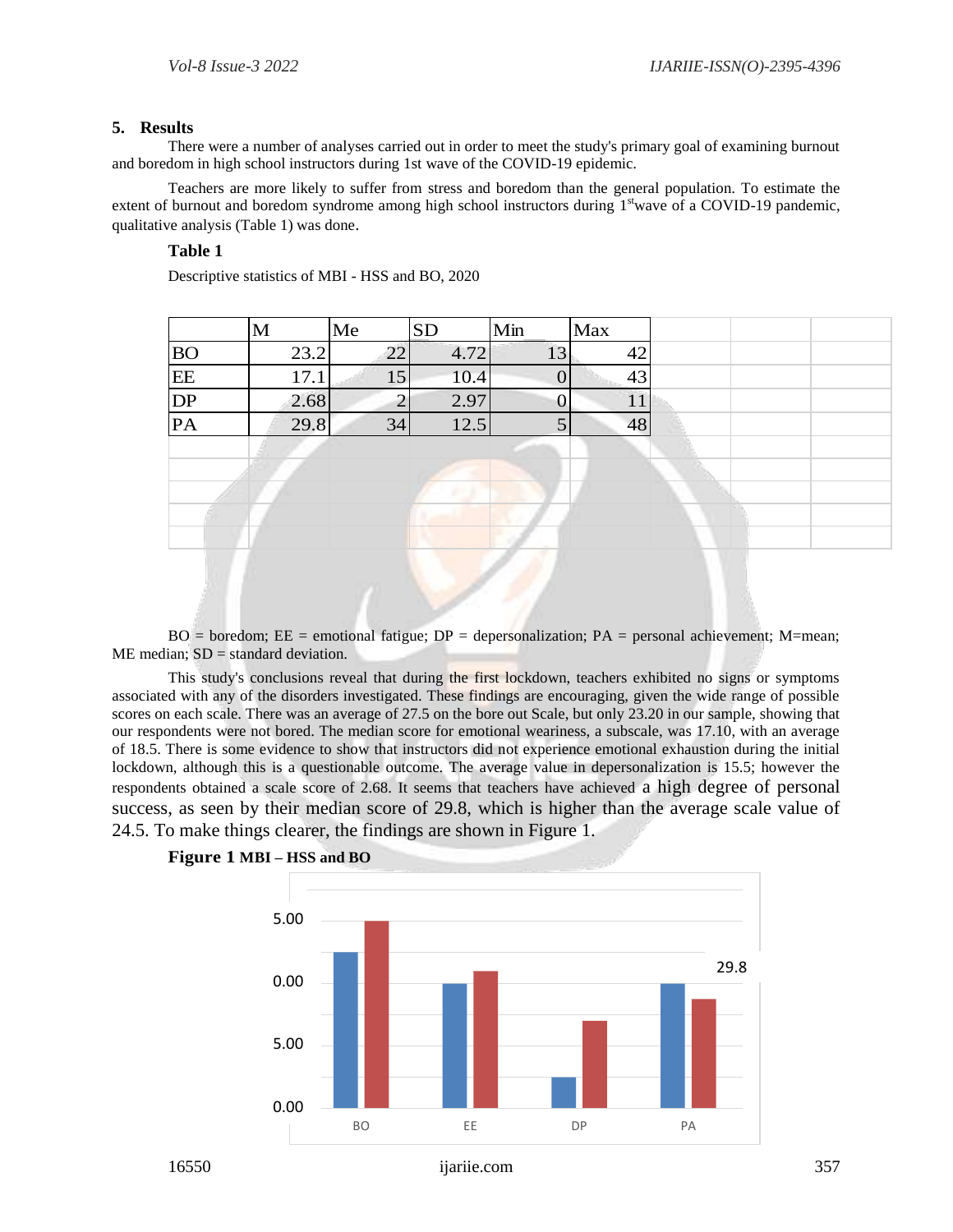## 5. Results

There were a number of analyses carried out in order to meet the study's primary goal of examining burnout and boredom in high school instructors during 1st wave of the COVID-19 epidemic.

Teachers are more likely to suffer from stress and boredom than the general population. To estimate the extent of burnout and boredom syndrome among high school instructors during 1[st]wave of a COVID-19 pandemic, qualitative analysis (Table 1) was done.

**Table 1**

Descriptive statistics of MBI - HSS and BO, 2020

| | M | Me | SD | Min | Max |
|---|---|---|---|---|---|
| BO | 23.2 | 22 | 4.72 | 13 | 42 |
| EE | 17.1 | 15 | 10.4 | 0 | 43 |
| DP | 2.68 | 2 | 2.97 | 0 | 11 |
| PA | 29.8 | 34 | 12.5 | 5 | 48 |

BO = boredom; EE = emotional fatigue; DP = depersonalization; PA = personal achievement; M=mean; ME median; SD = standard deviation.

This study's conclusions reveal that during the first lockdown, teachers exhibited no signs or symptoms associated with any of the disorders investigated. These findings are encouraging, given the wide range of possible scores on each scale. There was an average of 27.5 on the bore out Scale, but only 23.20 in our sample, showing that our respondents were not bored. The median score for emotional weariness, a subscale, was 17.10, with an average of 18.5. There is some evidence to show that instructors did not experience emotional exhaustion during the initial lockdown, although this is a questionable outcome. The average value in depersonalization is 15.5; however the respondents obtained a scale score of 2.68. It seems that teachers have achieved a high degree of personal success, as seen by their median score of 29.8, which is higher than the average scale value of 24.5. To make things clearer, the findings are shown in Figure 1.

**Figure 1 MBI – HSS and BO**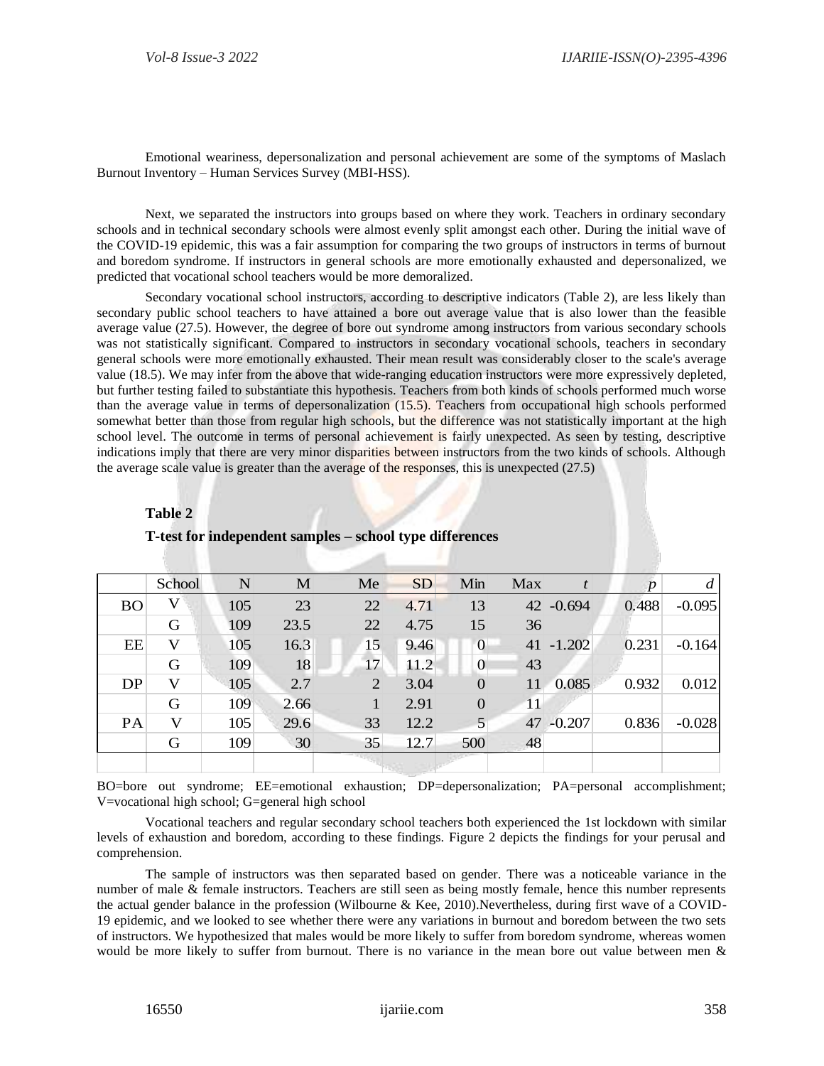Emotional weariness, depersonalization and personal achievement are some of the symptoms of Maslach Burnout Inventory – Human Services Survey (MBI-HSS).

Next, we separated the instructors into groups based on where they work. Teachers in ordinary secondary schools and in technical secondary schools were almost evenly split amongst each other. During the initial wave of the COVID-19 epidemic, this was a fair assumption for comparing the two groups of instructors in terms of burnout and boredom syndrome. If instructors in general schools are more emotionally exhausted and depersonalized, we predicted that vocational school teachers would be more demoralized.

Secondary vocational school instructors, according to descriptive indicators (Table 2), are less likely than secondary public school teachers to have attained a bore out average value that is also lower than the feasible average value (27.5). However, the degree of bore out syndrome among instructors from various secondary schools was not statistically significant. Compared to instructors in secondary vocational schools, teachers in secondary general schools were more emotionally exhausted. Their mean result was considerably closer to the scale's average value (18.5). We may infer from the above that wide-ranging education instructors were more expressively depleted, but further testing failed to substantiate this hypothesis. Teachers from both kinds of schools performed much worse than the average value in terms of depersonalization (15.5). Teachers from occupational high schools performed somewhat better than those from regular high schools, but the difference was not statistically important at the high school level. The outcome in terms of personal achievement is fairly unexpected. As seen by testing, descriptive indications imply that there are very minor disparities between instructors from the two kinds of schools. Although the average scale value is greater than the average of the responses, this is unexpected (27.5)

**Table 2**

**T-test for independent samples – school type differences**

| | School | N | M | Me | SD | Min | Max | *t* | *p* | *d* |
|---|---|---|---|---|---|---|---|---|---|---|
| BO | V | 105 | 23 | 22 | 4.71 | 13 | 42 | -0.694 | 0.488 | -0.095 |
| | G | 109 | 23.5 | 22 | 4.75 | 15 | 36 | | | |
| EE | V | 105 | 16.3 | 15 | 9.46 | 0 | 41 | -1.202 | 0.231 | -0.164 |
| | G | 109 | 18 | 17 | 11.2 | 0 | 43 | | | |
| DP | V | 105 | 2.7 | 2 | 3.04 | 0 | 11 | 0.085 | 0.932 | 0.012 |
| | G | 109 | 2.66 | 1 | 2.91 | 0 | 11 | | | |
| PA | V | 105 | 29.6 | 33 | 12.2 | 5 | 47 | -0.207 | 0.836 | -0.028 |
| | G | 109 | 30 | 35 | 12.7 | 500 | 48 | | | |

BO=bore out syndrome; EE=emotional exhaustion; DP=depersonalization; PA=personal accomplishment; V=vocational high school; G=general high school

Vocational teachers and regular secondary school teachers both experienced the 1st lockdown with similar levels of exhaustion and boredom, according to these findings. Figure 2 depicts the findings for your perusal and comprehension.

The sample of instructors was then separated based on gender. There was a noticeable variance in the number of male & female instructors. Teachers are still seen as being mostly female, hence this number represents the actual gender balance in the profession (Wilbourne & Kee, 2010).Nevertheless, during first wave of a COVID-19 epidemic, and we looked to see whether there were any variations in burnout and boredom between the two sets of instructors. We hypothesized that males would be more likely to suffer from boredom syndrome, whereas women would be more likely to suffer from burnout. There is no variance in the mean bore out value between men &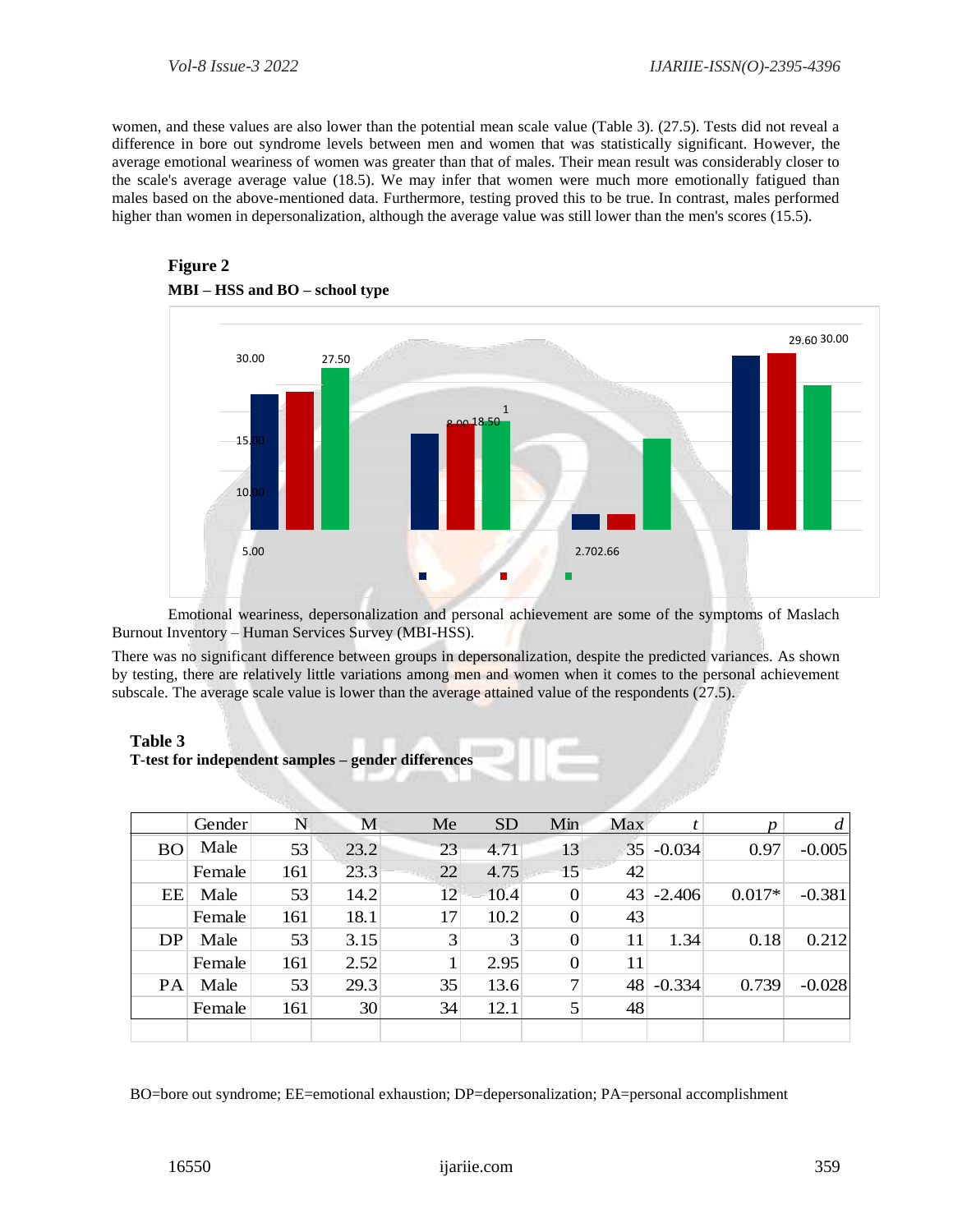women, and these values are also lower than the potential mean scale value (Table 3). (27.5). Tests did not reveal a difference in bore out syndrome levels between men and women that was statistically significant. However, the average emotional weariness of women was greater than that of males. Their mean result was considerably closer to the scale's average average value (18.5). We may infer that women were much more emotionally fatigued than males based on the above-mentioned data. Furthermore, testing proved this to be true. In contrast, males performed higher than women in depersonalization, although the average value was still lower than the men's scores (15.5).

**Figure 2**

**MBI – HSS and BO – school type**

Emotional weariness, depersonalization and personal achievement are some of the symptoms of Maslach Burnout Inventory – Human Services Survey (MBI-HSS).

There was no significant difference between groups in depersonalization, despite the predicted variances. As shown by testing, there are relatively little variations among men and women when it comes to the personal achievement subscale. The average scale value is lower than the average attained value of the respondents (27.5).

**Table 3**

**T-test for independent samples – gender differences**

| | Gender | N | M | Me | SD | Min | Max | *t* | *p* | *d* |
|---|---|---|---|---|---|---|---|---|---|---|
| BO | Male | 53 | 23.2 | 23 | 4.71 | 13 | 35 | -0.034 | 0.97 | -0.005 |
| | Female | 161 | 23.3 | 22 | 4.75 | 15 | 42 | | | |
| EE | Male | 53 | 14.2 | 12 | 10.4 | 0 | 43 | -2.406 | 0.017* | -0.381 |
| | Female | 161 | 18.1 | 17 | 10.2 | 0 | 43 | | | |
| DP | Male | 53 | 3.15 | 3 | 3 | 0 | 11 | 1.34 | 0.18 | 0.212 |
| | Female | 161 | 2.52 | 1 | 2.95 | 0 | 11 | | | |
| PA | Male | 53 | 29.3 | 35 | 13.6 | 7 | 48 | -0.334 | 0.739 | -0.028 |
| | Female | 161 | 30 | 34 | 12.1 | 5 | 48 | | | |

BO=bore out syndrome; EE=emotional exhaustion; DP=depersonalization; PA=personal accomplishment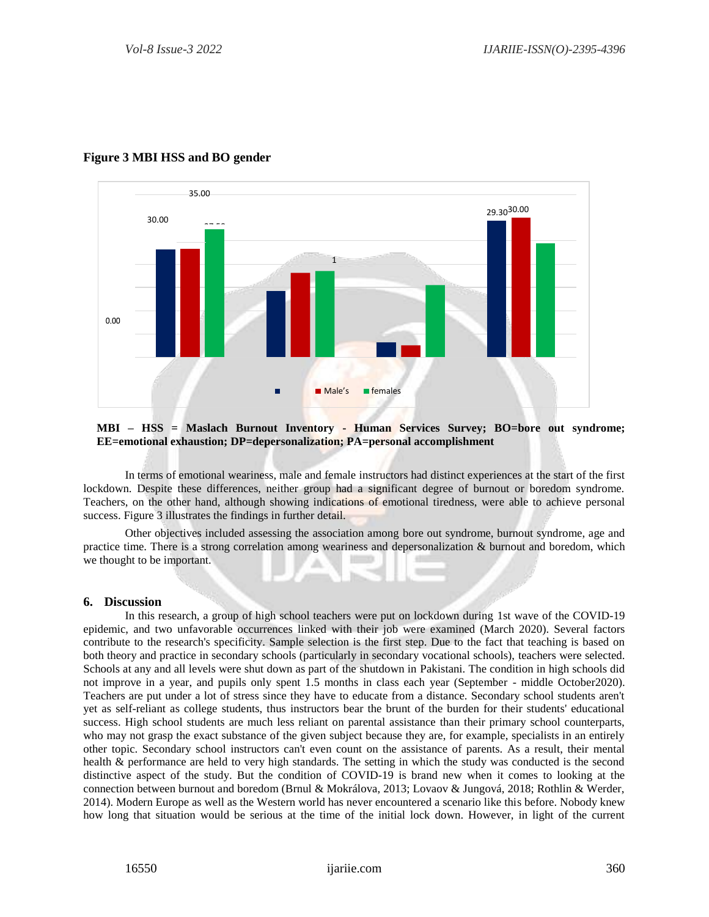**Figure 3 MBI HSS and BO gender**

**MBI – HSS = Maslach Burnout Inventory - Human Services Survey; BO=bore out syndrome; EE=emotional exhaustion; DP=depersonalization; PA=personal accomplishment**

In terms of emotional weariness, male and female instructors had distinct experiences at the start of the first lockdown. Despite these differences, neither group had a significant degree of burnout or boredom syndrome. Teachers, on the other hand, although showing indications of emotional tiredness, were able to achieve personal success. Figure 3 illustrates the findings in further detail.

Other objectives included assessing the association among bore out syndrome, burnout syndrome, age and practice time. There is a strong correlation among weariness and depersonalization & burnout and boredom, which we thought to be important.

## 6. Discussion

In this research, a group of high school teachers were put on lockdown during 1st wave of the COVID-19 epidemic, and two unfavorable occurrences linked with their job were examined (March 2020). Several factors contribute to the research's specificity. Sample selection is the first step. Due to the fact that teaching is based on both theory and practice in secondary schools (particularly in secondary vocational schools), teachers were selected. Schools at any and all levels were shut down as part of the shutdown in Pakistani. The condition in high schools did not improve in a year, and pupils only spent 1.5 months in class each year (September - middle October2020). Teachers are put under a lot of stress since they have to educate from a distance. Secondary school students aren't yet as self-reliant as college students, thus instructors bear the brunt of the burden for their students' educational success. High school students are much less reliant on parental assistance than their primary school counterparts, who may not grasp the exact substance of the given subject because they are, for example, specialists in an entirely other topic. Secondary school instructors can't even count on the assistance of parents. As a result, their mental health & performance are held to very high standards. The setting in which the study was conducted is the second distinctive aspect of the study. But the condition of COVID-19 is brand new when it comes to looking at the connection between burnout and boredom (Brnul & Mokrálova, 2013; Lovaov & Jungová, 2018; Rothlin & Werder, 2014). Modern Europe as well as the Western world has never encountered a scenario like this before. Nobody knew how long that situation would be serious at the time of the initial lock down. However, in light of the current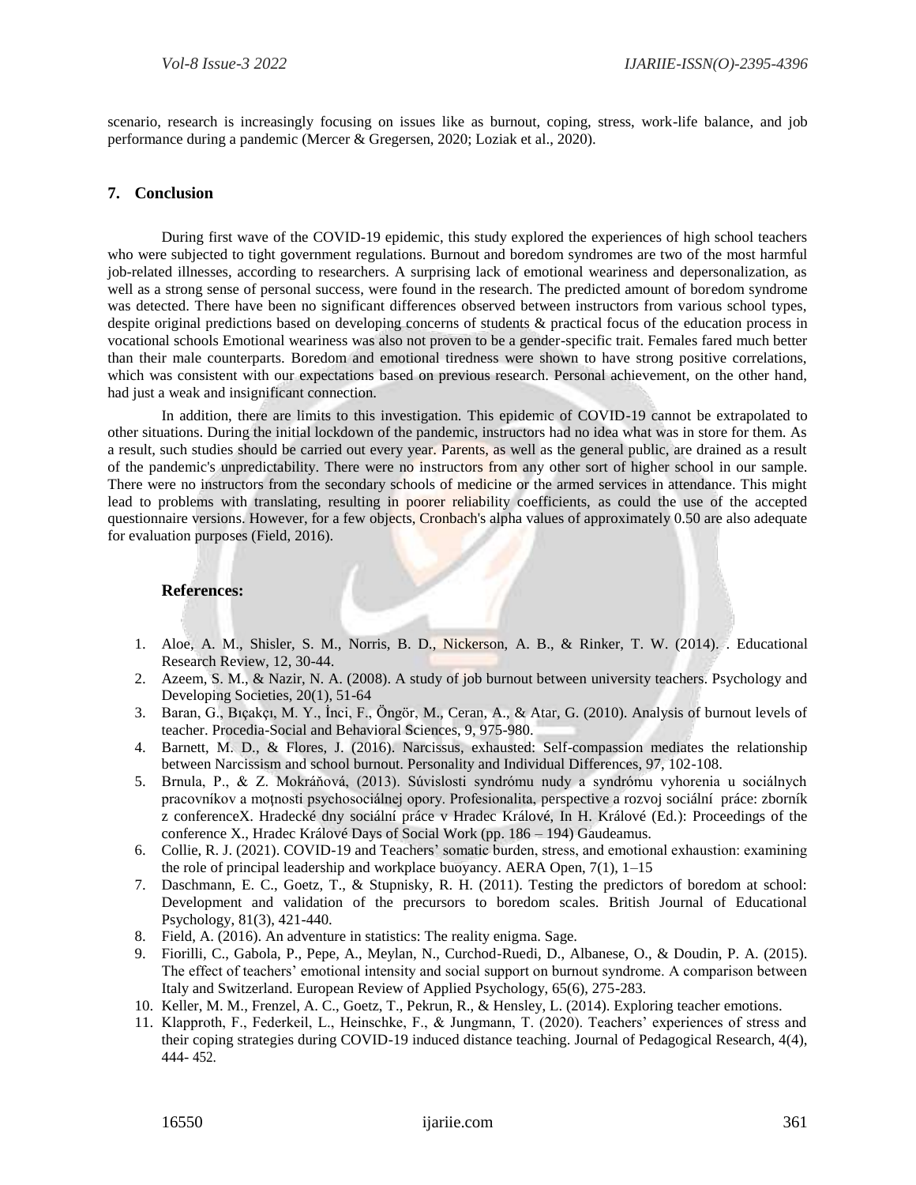scenario, research is increasingly focusing on issues like as burnout, coping, stress, work-life balance, and job performance during a pandemic (Mercer & Gregersen, 2020; Loziak et al., 2020).

## 7. Conclusion

During first wave of the COVID-19 epidemic, this study explored the experiences of high school teachers who were subjected to tight government regulations. Burnout and boredom syndromes are two of the most harmful job-related illnesses, according to researchers. A surprising lack of emotional weariness and depersonalization, as well as a strong sense of personal success, were found in the research. The predicted amount of boredom syndrome was detected. There have been no significant differences observed between instructors from various school types, despite original predictions based on developing concerns of students & practical focus of the education process in vocational schools Emotional weariness was also not proven to be a gender-specific trait. Females fared much better than their male counterparts. Boredom and emotional tiredness were shown to have strong positive correlations, which was consistent with our expectations based on previous research. Personal achievement, on the other hand, had just a weak and insignificant connection.

In addition, there are limits to this investigation. This epidemic of COVID-19 cannot be extrapolated to other situations. During the initial lockdown of the pandemic, instructors had no idea what was in store for them. As a result, such studies should be carried out every year. Parents, as well as the general public, are drained as a result of the pandemic's unpredictability. There were no instructors from any other sort of higher school in our sample. There were no instructors from the secondary schools of medicine or the armed services in attendance. This might lead to problems with translating, resulting in poorer reliability coefficients, as could the use of the accepted questionnaire versions. However, for a few objects, Cronbach's alpha values of approximately 0.50 are also adequate for evaluation purposes (Field, 2016).

### References:

1. Aloe, A. M., Shisler, S. M., Norris, B. D., Nickerson, A. B., & Rinker, T. W. (2014). . Educational Research Review, 12, 30-44.
2. Azeem, S. M., & Nazir, N. A. (2008). A study of job burnout between university teachers. Psychology and Developing Societies, 20(1), 51-64
3. Baran, G., Bıçakçı, M. Y., İnci, F., Öngör, M., Ceran, A., & Atar, G. (2010). Analysis of burnout levels of teacher. Procedia-Social and Behavioral Sciences, 9, 975-980.
4. Barnett, M. D., & Flores, J. (2016). Narcissus, exhausted: Self-compassion mediates the relationship between Narcissism and school burnout. Personality and Individual Differences, 97, 102-108.
5. Brnula, P., & Z. Mokráňová, (2013). Súvislosti syndrómu nudy a syndrómu vyhorenia u sociálnych pracovníkov a moţnosti psychosociálnej opory. Profesionalita, perspective a rozvoj sociální práce: zborník z conferenceX. Hradecké dny sociální práce v Hradec Králové, In H. Králové (Ed.): Proceedings of the conference X., Hradec Králové Days of Social Work (pp. 186 – 194) Gaudeamus.
6. Collie, R. J. (2021). COVID-19 and Teachers' somatic burden, stress, and emotional exhaustion: examining the role of principal leadership and workplace buoyancy. AERA Open, 7(1), 1–15
7. Daschmann, E. C., Goetz, T., & Stupnisky, R. H. (2011). Testing the predictors of boredom at school: Development and validation of the precursors to boredom scales. British Journal of Educational Psychology, 81(3), 421-440.
8. Field, A. (2016). An adventure in statistics: The reality enigma. Sage.
9. Fiorilli, C., Gabola, P., Pepe, A., Meylan, N., Curchod-Ruedi, D., Albanese, O., & Doudin, P. A. (2015). The effect of teachers' emotional intensity and social support on burnout syndrome. A comparison between Italy and Switzerland. European Review of Applied Psychology, 65(6), 275-283.
10. Keller, M. M., Frenzel, A. C., Goetz, T., Pekrun, R., & Hensley, L. (2014). Exploring teacher emotions.
11. Klapproth, F., Federkeil, L., Heinschke, F., & Jungmann, T. (2020). Teachers' experiences of stress and their coping strategies during COVID-19 induced distance teaching. Journal of Pedagogical Research, 4(4), 444- 452.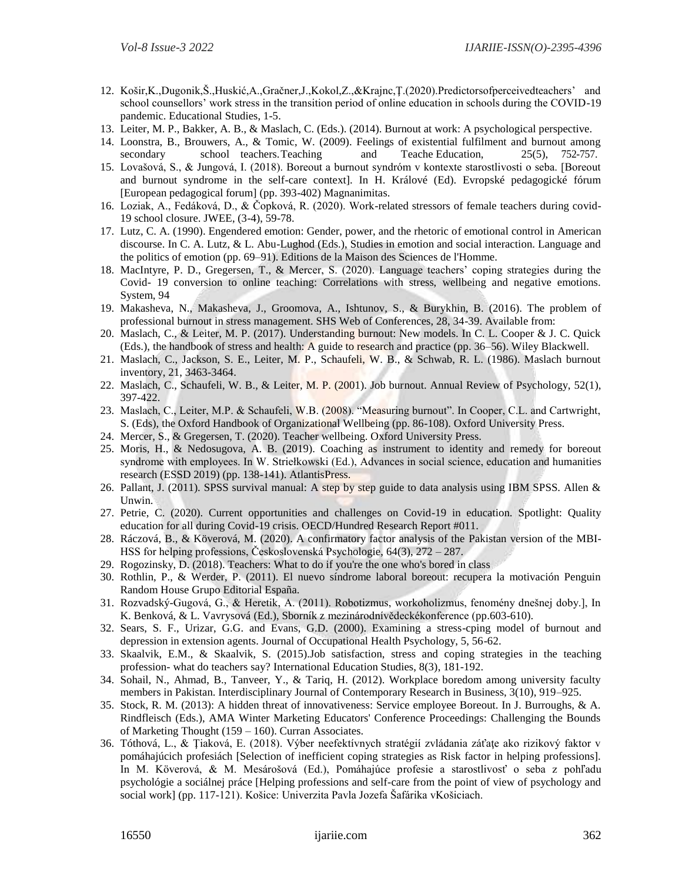12. Košir,K.,Dugonik,Š.,Huskić,A.,Gračner,J.,Kokol,Z.,&Krajnc,Ţ.(2020).Predictorsofperceivedteachers' and school counsellors' work stress in the transition period of online education in schools during the COVID-19 pandemic. Educational Studies, 1-5.
13. Leiter, M. P., Bakker, A. B., & Maslach, C. (Eds.). (2014). Burnout at work: A psychological perspective.
14. Loonstra, B., Brouwers, A., & Tomic, W. (2009). Feelings of existential fulfilment and burnout among secondary school teachers. Teaching and Teache Education, 25(5), 752-757.
15. Lovašová, S., & Jungová, I. (2018). Boreout a burnout syndróm v kontexte starostlivosti o seba. [Boreout and burnout syndrome in the self-care context]. In H. Králové (Ed). Evropské pedagogické fórum [European pedagogical forum] (pp. 393-402) Magnanimitas.
16. Loziak, A., Fedáková, D., & Čopková, R. (2020). Work-related stressors of female teachers during covid-19 school closure. JWEE, (3-4), 59-78.
17. Lutz, C. A. (1990). Engendered emotion: Gender, power, and the rhetoric of emotional control in American discourse. In C. A. Lutz, & L. Abu-Lughod (Eds.), Studies in emotion and social interaction. Language and the politics of emotion (pp. 69–91). Editions de la Maison des Sciences de l'Homme.
18. MacIntyre, P. D., Gregersen, T., & Mercer, S. (2020). Language teachers' coping strategies during the Covid- 19 conversion to online teaching: Correlations with stress, wellbeing and negative emotions. System, 94
19. Makasheva, N., Makasheva, J., Groomova, A., Ishtunov, S., & Burykhin, B. (2016). The problem of professional burnout in stress management. SHS Web of Conferences, 28, 34-39. Available from:
20. Maslach, C., & Leiter, M. P. (2017). Understanding burnout: New models. In C. L. Cooper & J. C. Quick (Eds.), the handbook of stress and health: A guide to research and practice (pp. 36–56). Wiley Blackwell.
21. Maslach, C., Jackson, S. E., Leiter, M. P., Schaufeli, W. B., & Schwab, R. L. (1986). Maslach burnout inventory, 21, 3463-3464.
22. Maslach, C., Schaufeli, W. B., & Leiter, M. P. (2001). Job burnout. Annual Review of Psychology, 52(1), 397-422.
23. Maslach, C., Leiter, M.P. & Schaufeli, W.B. (2008). "Measuring burnout". In Cooper, C.L. and Cartwright, S. (Eds), the Oxford Handbook of Organizational Wellbeing (pp. 86-108). Oxford University Press.
24. Mercer, S., & Gregersen, T. (2020). Teacher wellbeing. Oxford University Press.
25. Moris, H., & Nedosugova, A. B. (2019). Coaching as instrument to identity and remedy for boreout syndrome with employees. In W. Striełkowski (Ed.), Advances in social science, education and humanities research (ESSD 2019) (pp. 138-141). AtlantisPress.
26. Pallant, J. (2011). SPSS survival manual: A step by step guide to data analysis using IBM SPSS. Allen & Unwin.
27. Petrie, C. (2020). Current opportunities and challenges on Covid-19 in education. Spotlight: Quality education for all during Covid-19 crisis. OECD/Hundred Research Report #011.
28. Ráczová, B., & Köverová, M. (2020). A confirmatory factor analysis of the Pakistan version of the MBI-HSS for helping professions, Československá Psychologie, 64(3), 272 – 287.
29. Rogozinsky, D. (2018). Teachers: What to do if you're the one who's bored in class
30. Rothlin, P., & Werder, P. (2011). El nuevo síndrome laboral boreout: recupera la motivación Penguin Random House Grupo Editorial España.
31. Rozvadský-Gugová, G., & Heretik, A. (2011). Robotizmus, workoholizmus, fenomény dnešnej doby.], In K. Benková, & L. Vavrysová (Ed.), Sborník z mezinárodnívědeckékonference (pp.603-610).
32. Sears, S. F., Urizar, G.G. and Evans, G.D. (2000). Examining a stress-cping model of burnout and depression in extension agents. Journal of Occupational Health Psychology, 5, 56-62.
33. Skaalvik, E.M., & Skaalvik, S. (2015).Job satisfaction, stress and coping strategies in the teaching profession- what do teachers say? International Education Studies, 8(3), 181-192.
34. Sohail, N., Ahmad, B., Tanveer, Y., & Tariq, H. (2012). Workplace boredom among university faculty members in Pakistan. Interdisciplinary Journal of Contemporary Research in Business, 3(10), 919–925.
35. Stock, R. M. (2013): A hidden threat of innovativeness: Service employee Boreout. In J. Burroughs, & A. Rindfleisch (Eds.), AMA Winter Marketing Educators' Conference Proceedings: Challenging the Bounds of Marketing Thought (159 – 160). Curran Associates.
36. Tóthová, L., & Ţiaková, E. (2018). Výber neefektívnych stratégií zvládania záťaţe ako rizikový faktor v pomáhajúcich profesiách [Selection of inefficient coping strategies as Risk factor in helping professions]. In M. Köverová, & M. Mesárošová (Ed.), Pomáhajúce profesie a starostlivosť o seba z pohľadu psychológie a sociálnej práce [Helping professions and self-care from the point of view of psychology and social work] (pp. 117-121). Košice: Univerzita Pavla Jozefa Šafárika vKošiciach.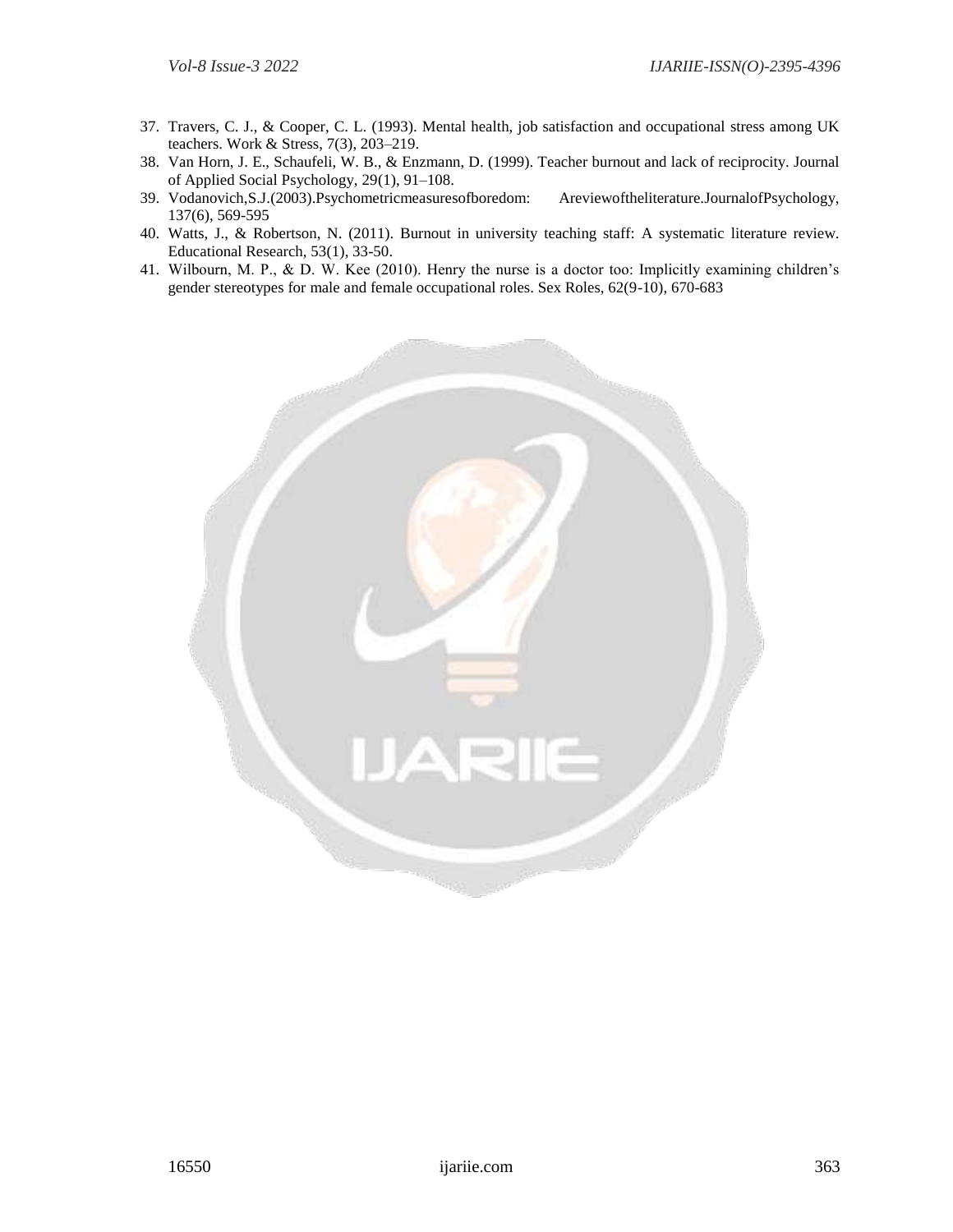37. Travers, C. J., & Cooper, C. L. (1993). Mental health, job satisfaction and occupational stress among UK teachers. Work & Stress, 7(3), 203–219.
38. Van Horn, J. E., Schaufeli, W. B., & Enzmann, D. (1999). Teacher burnout and lack of reciprocity. Journal of Applied Social Psychology, 29(1), 91–108.
39. Vodanovich,S.J.(2003).Psychometricmeasuresofboredom: Areviewoftheliterature.JournalofPsychology, 137(6), 569-595
40. Watts, J., & Robertson, N. (2011). Burnout in university teaching staff: A systematic literature review. Educational Research, 53(1), 33-50.
41. Wilbourn, M. P., & D. W. Kee (2010). Henry the nurse is a doctor too: Implicitly examining children's gender stereotypes for male and female occupational roles. Sex Roles, 62(9-10), 670-683